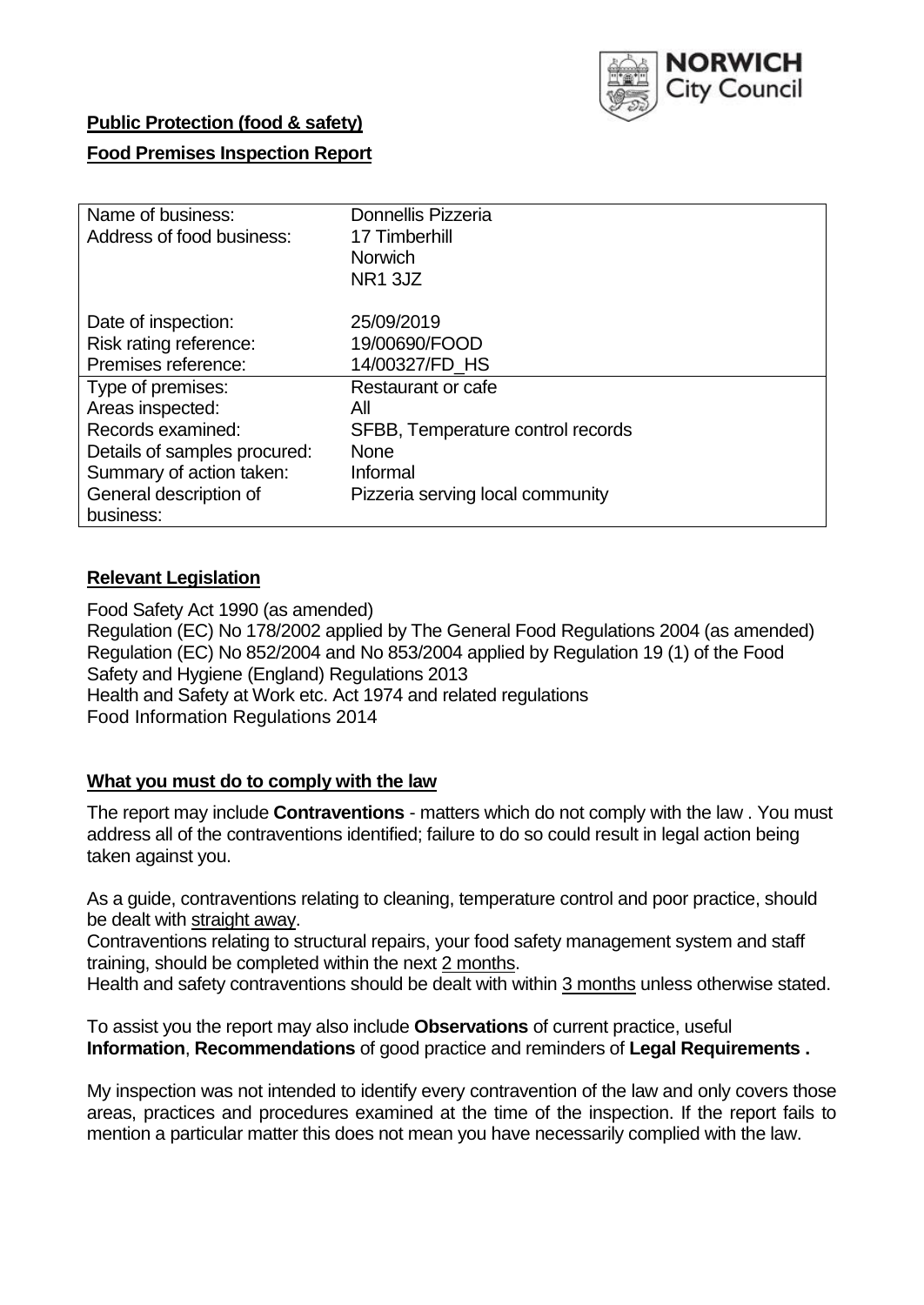**Public Protection (food & safety)**

**Food Premises Inspection Report**

| | |
|---|---|
| Name of business: | Donnellis Pizzeria |
| Address of food business: | 17 Timberhill<br>Norwich<br>NR1 3JZ |
| Date of inspection: | 25/09/2019 |
| Risk rating reference: | 19/00690/FOOD |
| Premises reference: | 14/00327/FD_HS |
| Type of premises: | Restaurant or cafe |
| Areas inspected: | All |
| Records examined: | SFBB, Temperature control records |
| Details of samples procured: | None |
| Summary of action taken: | Informal |
| General description of business: | Pizzeria serving local community |

## Relevant Legislation

Food Safety Act 1990 (as amended)
Regulation (EC) No 178/2002 applied by The General Food Regulations 2004 (as amended)
Regulation (EC) No 852/2004 and No 853/2004 applied by Regulation 19 (1) of the Food Safety and Hygiene (England) Regulations 2013
Health and Safety at Work etc. Act 1974 and related regulations
Food Information Regulations 2014

## What you must do to comply with the law

The report may include **Contraventions** - matters which do not comply with the law . You must address all of the contraventions identified; failure to do so could result in legal action being taken against you.

As a guide, contraventions relating to cleaning, temperature control and poor practice, should be dealt with straight away.

Contraventions relating to structural repairs, your food safety management system and staff training, should be completed within the next 2 months.

Health and safety contraventions should be dealt with within 3 months unless otherwise stated.

To assist you the report may also include **Observations** of current practice, useful **Information**, **Recommendations** of good practice and reminders of **Legal Requirements .**

My inspection was not intended to identify every contravention of the law and only covers those areas, practices and procedures examined at the time of the inspection. If the report fails to mention a particular matter this does not mean you have necessarily complied with the law.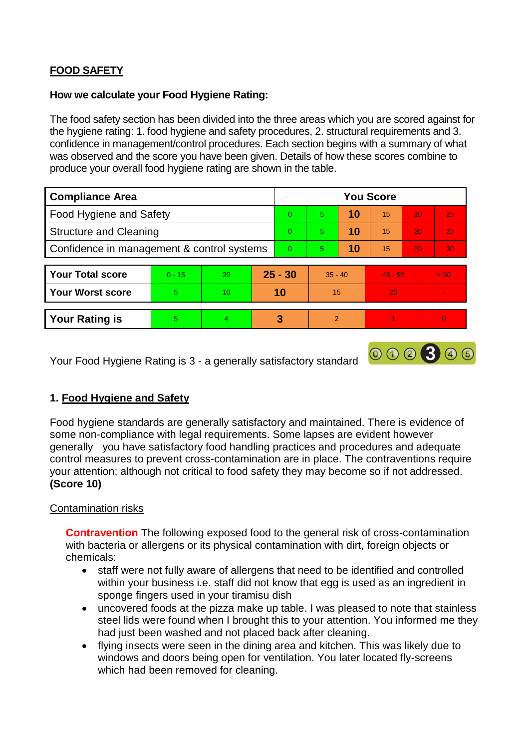## FOOD SAFETY

**How we calculate your Food Hygiene Rating:**

The food safety section has been divided into the three areas which you are scored against for the hygiene rating: 1. food hygiene and safety procedures, 2. structural requirements and 3. confidence in management/control procedures. Each section begins with a summary of what was observed and the score you have been given. Details of how these scores combine to produce your overall food hygiene rating are shown in the table.

| Compliance Area | You Score | | | | | |
|---|---|---|---|---|---|---|
| Food Hygiene and Safety | 0 | 5 | **10** | 15 | 20 | 25 |
| Structure and Cleaning | 0 | 5 | **10** | 15 | 20 | 25 |
| Confidence in management & control systems | 0 | 5 | **10** | 15 | 20 | 30 |

| | | | | | | |
|---|---|---|---|---|---|---|
| **Your Total score** | 0 - 15 | 20 | **25 - 30** | 35 - 40 | 45 - 50 | > 50 |
| **Your Worst score** | 5 | 10 | **10** | 15 | 20 | - |

| | | | | | | |
|---|---|---|---|---|---|---|
| **Your Rating is** | 5 | 4 | **3** | 2 | 1 | 0 |

Your Food Hygiene Rating is 3 - a generally satisfactory standard

### 1. Food Hygiene and Safety

Food hygiene standards are generally satisfactory and maintained. There is evidence of some non-compliance with legal requirements. Some lapses are evident however generally you have satisfactory food handling practices and procedures and adequate control measures to prevent cross-contamination are in place. The contraventions require your attention; although not critical to food safety they may become so if not addressed. **(Score 10)**

Contamination risks

**Contravention** The following exposed food to the general risk of cross-contamination with bacteria or allergens or its physical contamination with dirt, foreign objects or chemicals:

- staff were not fully aware of allergens that need to be identified and controlled within your business i.e. staff did not know that egg is used as an ingredient in sponge fingers used in your tiramisu dish
- uncovered foods at the pizza make up table. I was pleased to note that stainless steel lids were found when I brought this to your attention. You informed me they had just been washed and not placed back after cleaning.
- flying insects were seen in the dining area and kitchen. This was likely due to windows and doors being open for ventilation. You later located fly-screens which had been removed for cleaning.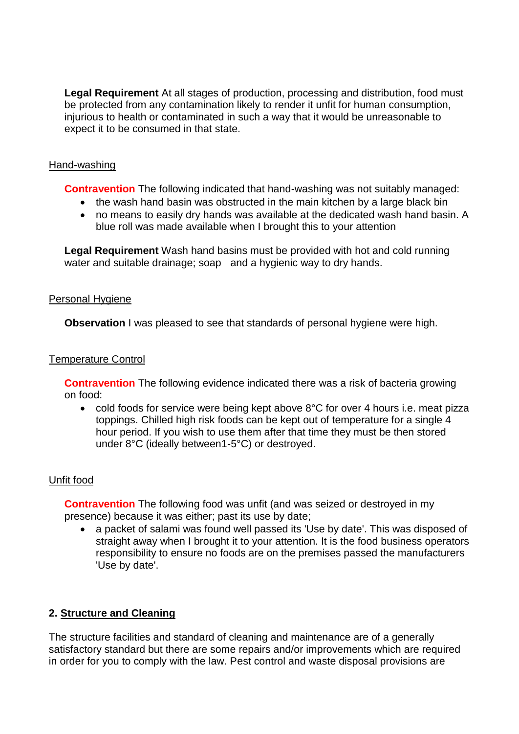**Legal Requirement** At all stages of production, processing and distribution, food must be protected from any contamination likely to render it unfit for human consumption, injurious to health or contaminated in such a way that it would be unreasonable to expect it to be consumed in that state.

Hand-washing

**Contravention** The following indicated that hand-washing was not suitably managed:

- the wash hand basin was obstructed in the main kitchen by a large black bin
- no means to easily dry hands was available at the dedicated wash hand basin. A blue roll was made available when I brought this to your attention

**Legal Requirement** Wash hand basins must be provided with hot and cold running water and suitable drainage; soap and a hygienic way to dry hands.

Personal Hygiene

**Observation** I was pleased to see that standards of personal hygiene were high.

Temperature Control

**Contravention** The following evidence indicated there was a risk of bacteria growing on food:

- cold foods for service were being kept above 8°C for over 4 hours i.e. meat pizza toppings. Chilled high risk foods can be kept out of temperature for a single 4 hour period. If you wish to use them after that time they must be then stored under 8°C (ideally between1-5°C) or destroyed.

Unfit food

**Contravention** The following food was unfit (and was seized or destroyed in my presence) because it was either; past its use by date;

- a packet of salami was found well passed its 'Use by date'. This was disposed of straight away when I brought it to your attention. It is the food business operators responsibility to ensure no foods are on the premises passed the manufacturers 'Use by date'.

## 2. Structure and Cleaning

The structure facilities and standard of cleaning and maintenance are of a generally satisfactory standard but there are some repairs and/or improvements which are required in order for you to comply with the law. Pest control and waste disposal provisions are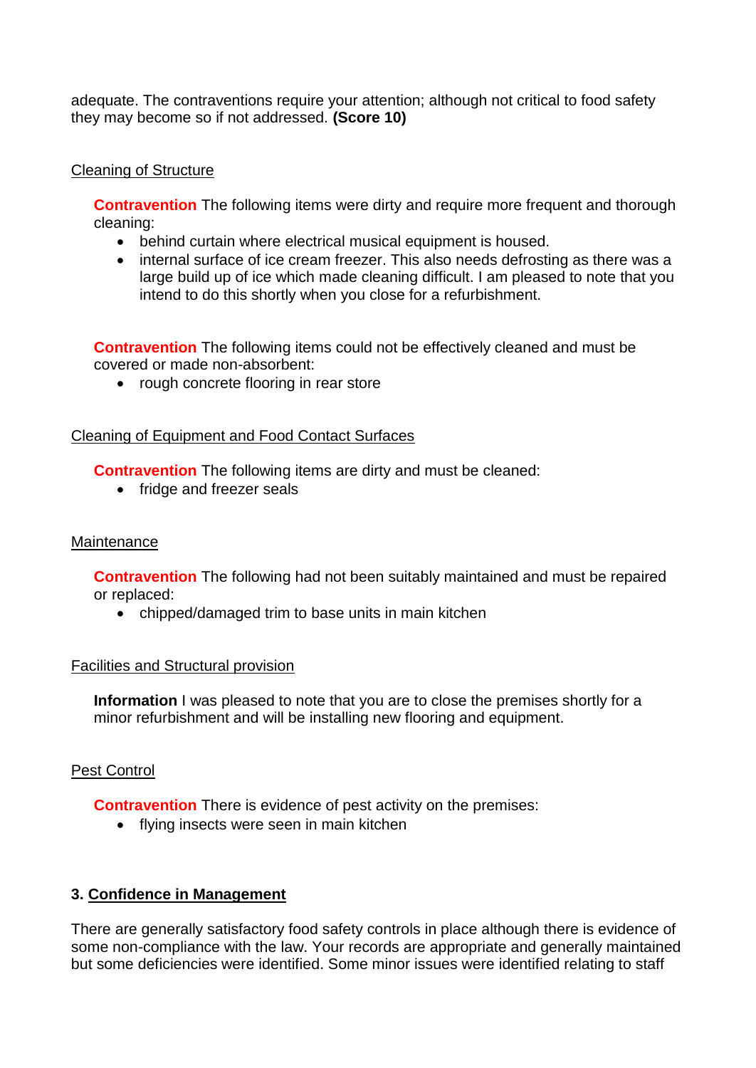adequate. The contraventions require your attention; although not critical to food safety they may become so if not addressed. **(Score 10)**

Cleaning of Structure

**Contravention** The following items were dirty and require more frequent and thorough cleaning:

- behind curtain where electrical musical equipment is housed.
- internal surface of ice cream freezer. This also needs defrosting as there was a large build up of ice which made cleaning difficult. I am pleased to note that you intend to do this shortly when you close for a refurbishment.

**Contravention** The following items could not be effectively cleaned and must be covered or made non-absorbent:

- rough concrete flooring in rear store

Cleaning of Equipment and Food Contact Surfaces

**Contravention** The following items are dirty and must be cleaned:

- fridge and freezer seals

Maintenance

**Contravention** The following had not been suitably maintained and must be repaired or replaced:

- chipped/damaged trim to base units in main kitchen

Facilities and Structural provision

**Information** I was pleased to note that you are to close the premises shortly for a minor refurbishment and will be installing new flooring and equipment.

Pest Control

**Contravention** There is evidence of pest activity on the premises:

- flying insects were seen in main kitchen

**3. Confidence in Management**

There are generally satisfactory food safety controls in place although there is evidence of some non-compliance with the law. Your records are appropriate and generally maintained but some deficiencies were identified. Some minor issues were identified relating to staff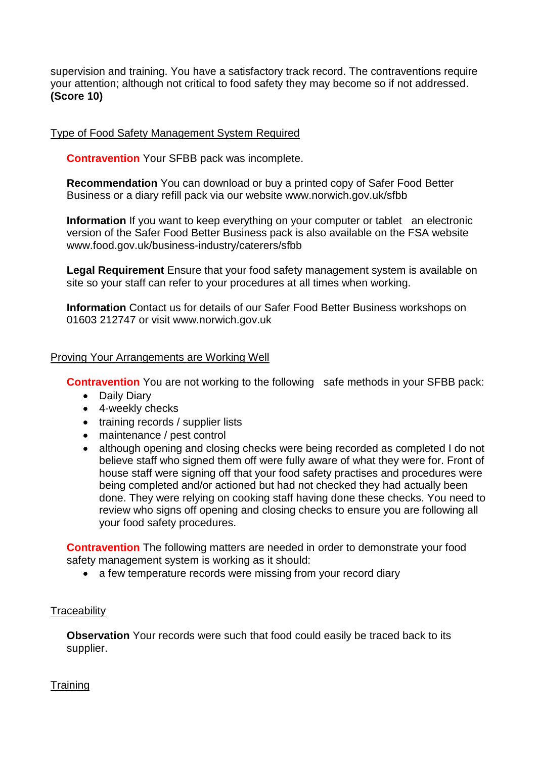supervision and training. You have a satisfactory track record. The contraventions require your attention; although not critical to food safety they may become so if not addressed. **(Score 10)**

Type of Food Safety Management System Required

**Contravention** Your SFBB pack was incomplete.

**Recommendation** You can download or buy a printed copy of Safer Food Better Business or a diary refill pack via our website www.norwich.gov.uk/sfbb

**Information** If you want to keep everything on your computer or tablet an electronic version of the Safer Food Better Business pack is also available on the FSA website www.food.gov.uk/business-industry/caterers/sfbb

**Legal Requirement** Ensure that your food safety management system is available on site so your staff can refer to your procedures at all times when working.

**Information** Contact us for details of our Safer Food Better Business workshops on 01603 212747 or visit www.norwich.gov.uk

Proving Your Arrangements are Working Well

**Contravention** You are not working to the following safe methods in your SFBB pack:

- Daily Diary
- 4-weekly checks
- training records / supplier lists
- maintenance / pest control
- although opening and closing checks were being recorded as completed I do not believe staff who signed them off were fully aware of what they were for. Front of house staff were signing off that your food safety practises and procedures were being completed and/or actioned but had not checked they had actually been done. They were relying on cooking staff having done these checks. You need to review who signs off opening and closing checks to ensure you are following all your food safety procedures.

**Contravention** The following matters are needed in order to demonstrate your food safety management system is working as it should:

- a few temperature records were missing from your record diary

Traceability

**Observation** Your records were such that food could easily be traced back to its supplier.

Training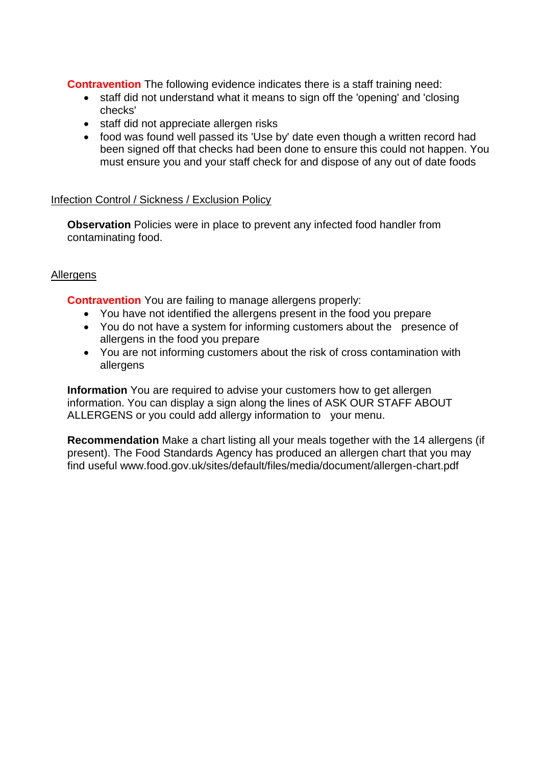**Contravention** The following evidence indicates there is a staff training need:

- staff did not understand what it means to sign off the 'opening' and 'closing checks'
- staff did not appreciate allergen risks
- food was found well passed its 'Use by' date even though a written record had been signed off that checks had been done to ensure this could not happen. You must ensure you and your staff check for and dispose of any out of date foods

## Infection Control / Sickness / Exclusion Policy

**Observation** Policies were in place to prevent any infected food handler from contaminating food.

## Allergens

**Contravention** You are failing to manage allergens properly:

- You have not identified the allergens present in the food you prepare
- You do not have a system for informing customers about the presence of allergens in the food you prepare
- You are not informing customers about the risk of cross contamination with allergens

**Information** You are required to advise your customers how to get allergen information. You can display a sign along the lines of ASK OUR STAFF ABOUT ALLERGENS or you could add allergy information to your menu.

**Recommendation** Make a chart listing all your meals together with the 14 allergens (if present). The Food Standards Agency has produced an allergen chart that you may find useful www.food.gov.uk/sites/default/files/media/document/allergen-chart.pdf